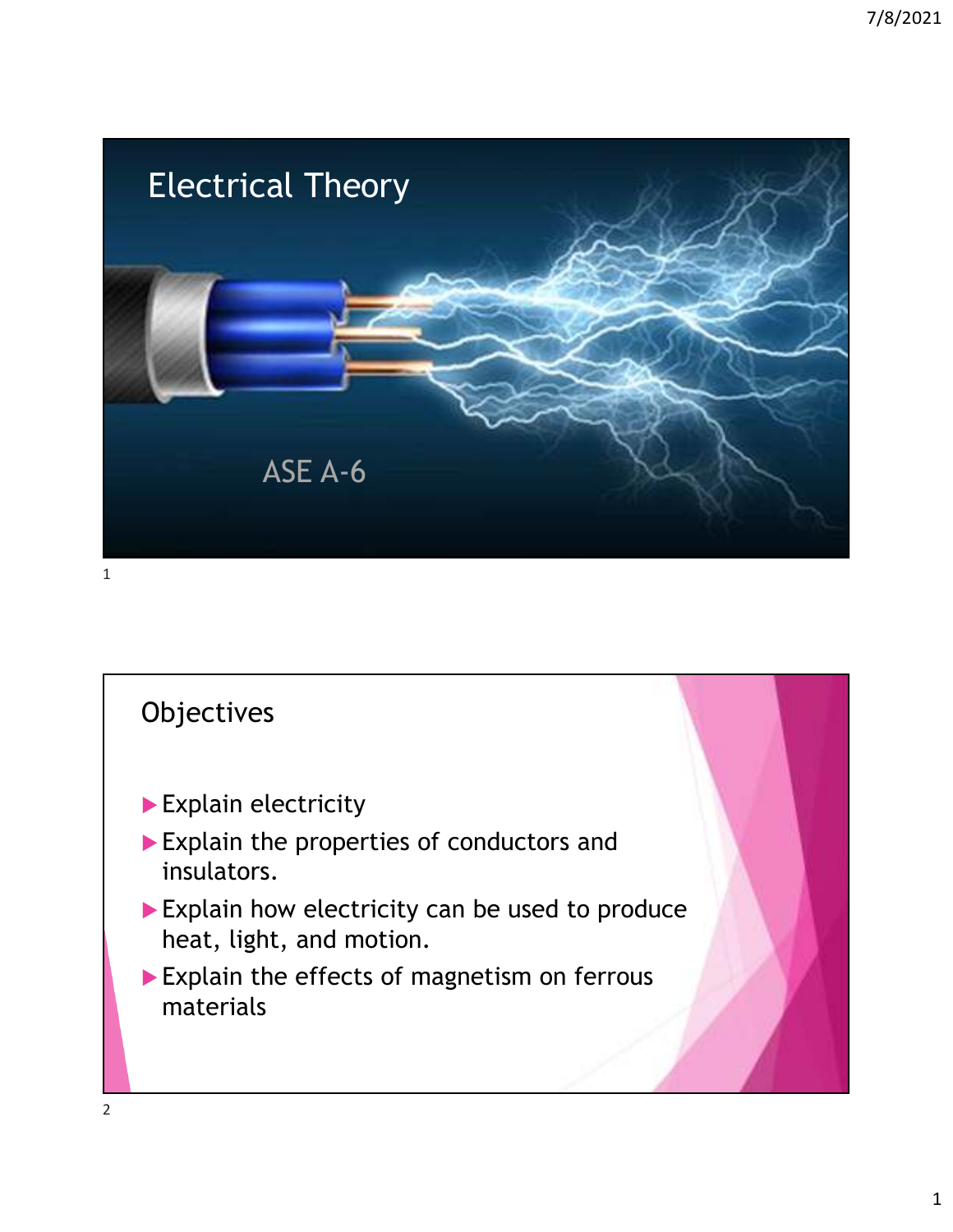# Electrical Theory

ASE A-6

## Objectives

- Explain electricity
- Explain the properties of conductors and insulators.
- Explain how electricity can be used to produce heat, light, and motion.
- Explain the effects of magnetism on ferrous materials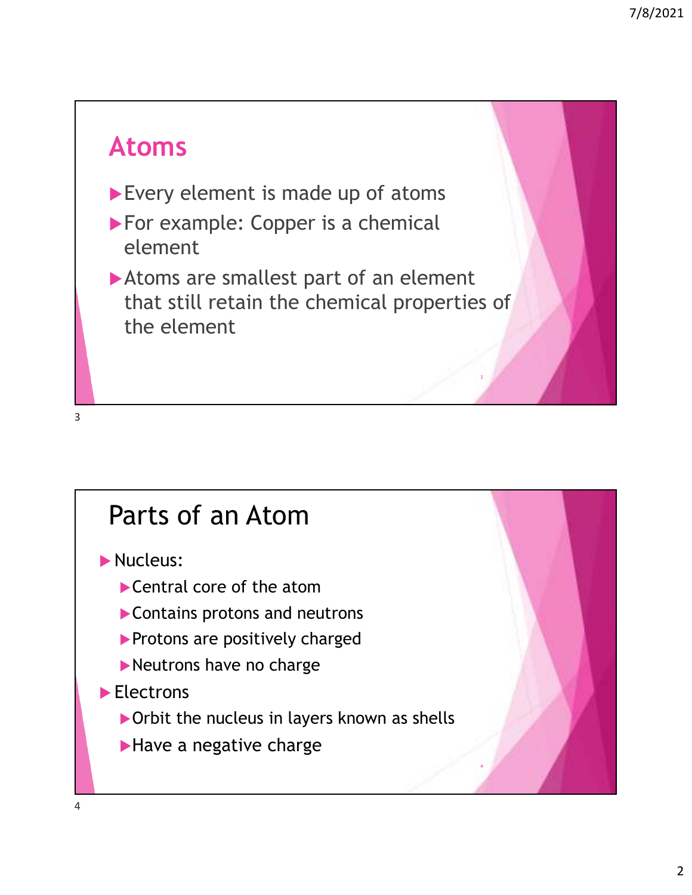## Atoms

- Every element is made up of atoms
- For example: Copper is a chemical element
- Atoms are smallest part of an element that still retain the chemical properties of the element

## Parts of an Atom

- Nucleus:
  - Central core of the atom
  - Contains protons and neutrons
  - Protons are positively charged
  - Neutrons have no charge
- Electrons
  - Orbit the nucleus in layers known as shells
  - Have a negative charge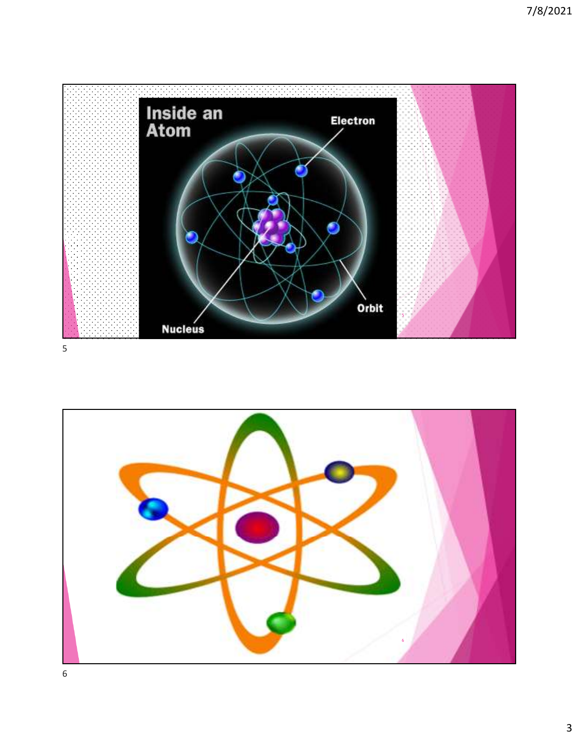## Inside an Atom

Electron

Orbit

Nucleus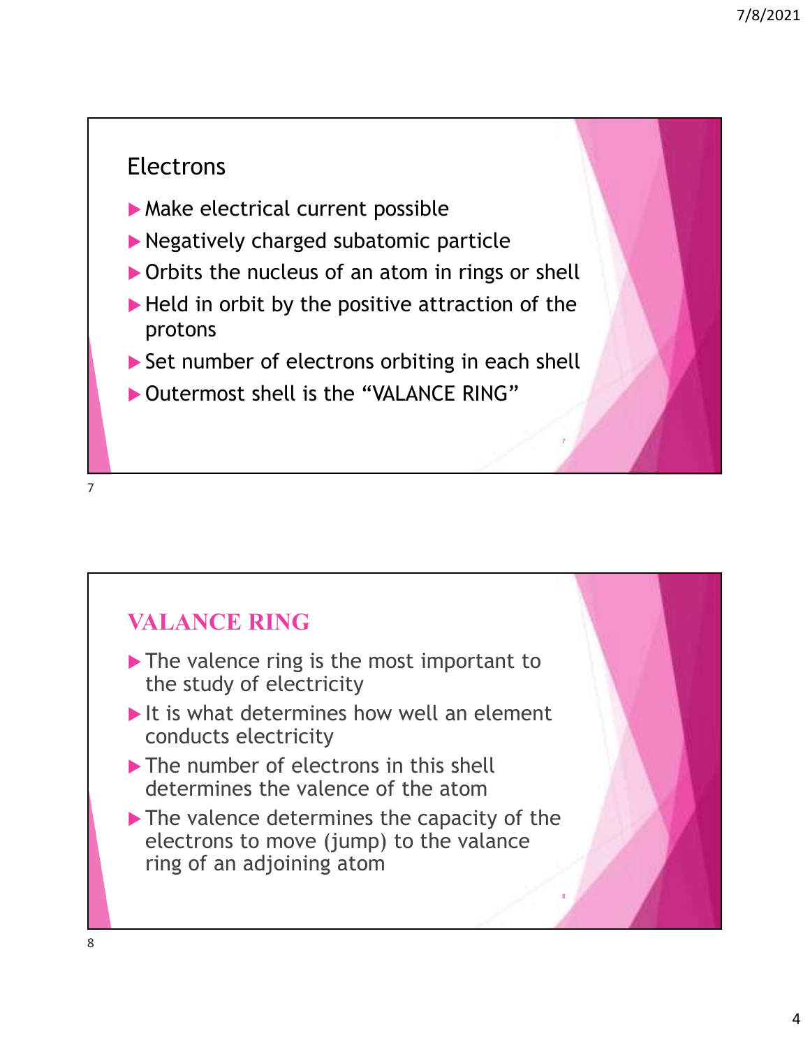## Electrons

- Make electrical current possible
- Negatively charged subatomic particle
- Orbits the nucleus of an atom in rings or shell
- Held in orbit by the positive attraction of the protons
- Set number of electrons orbiting in each shell
- Outermost shell is the "VALANCE RING"

## VALANCE RING

- The valence ring is the most important to the study of electricity
- It is what determines how well an element conducts electricity
- The number of electrons in this shell determines the valence of the atom
- The valence determines the capacity of the electrons to move (jump) to the valance ring of an adjoining atom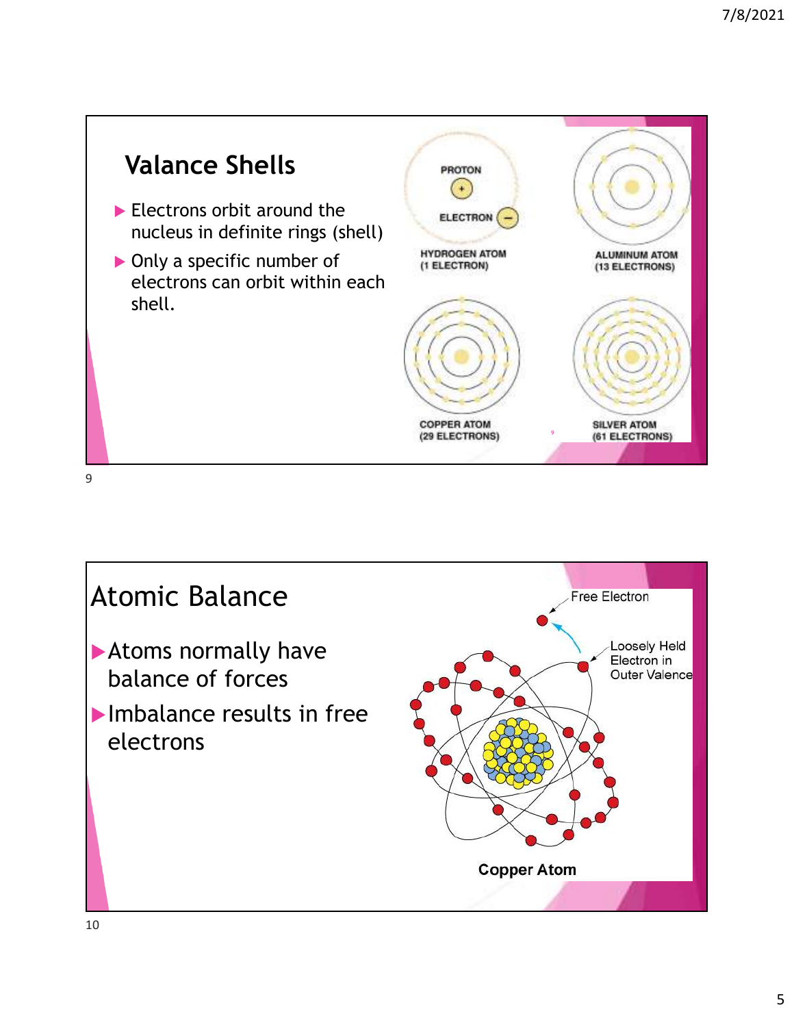## Valance Shells

- Electrons orbit around the nucleus in definite rings (shell)
- Only a specific number of electrons can orbit within each shell.

PROTON

ELECTRON

HYDROGEN ATOM
(1 ELECTRON)

ALUMINUM ATOM
(13 ELECTRONS)

COPPER ATOM
(29 ELECTRONS)

SILVER ATOM
(61 ELECTRONS)

## Atomic Balance

- Atoms normally have balance of forces
- Imbalance results in free electrons

Free Electron

Loosely Held Electron in Outer Valence

Copper Atom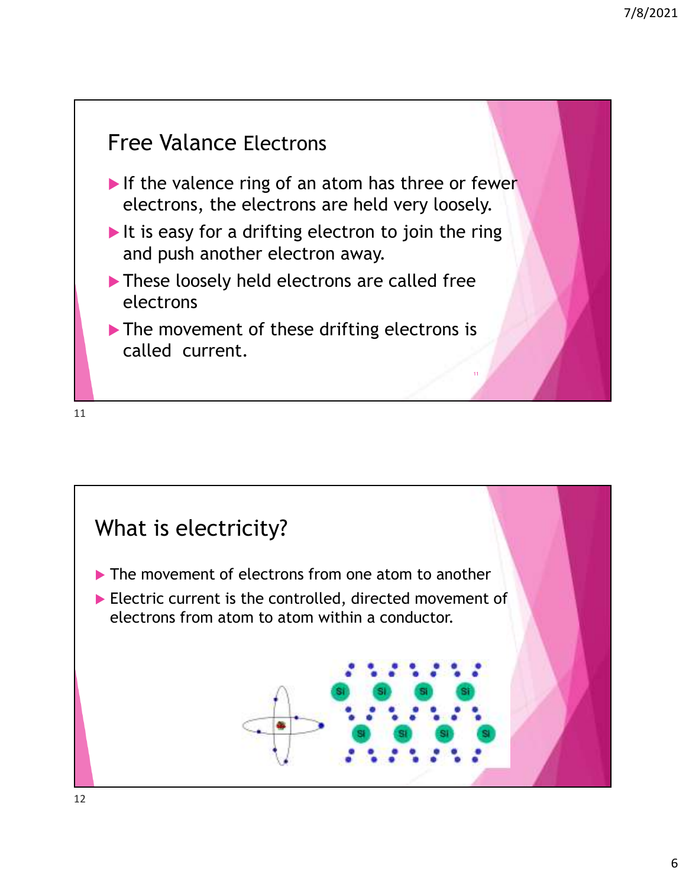## Free Valance Electrons

- If the valence ring of an atom has three or fewer electrons, the electrons are held very loosely.
- It is easy for a drifting electron to join the ring and push another electron away.
- These loosely held electrons are called free electrons
- The movement of these drifting electrons is called current.

## What is electricity?

- The movement of electrons from one atom to another
- Electric current is the controlled, directed movement of electrons from atom to atom within a conductor.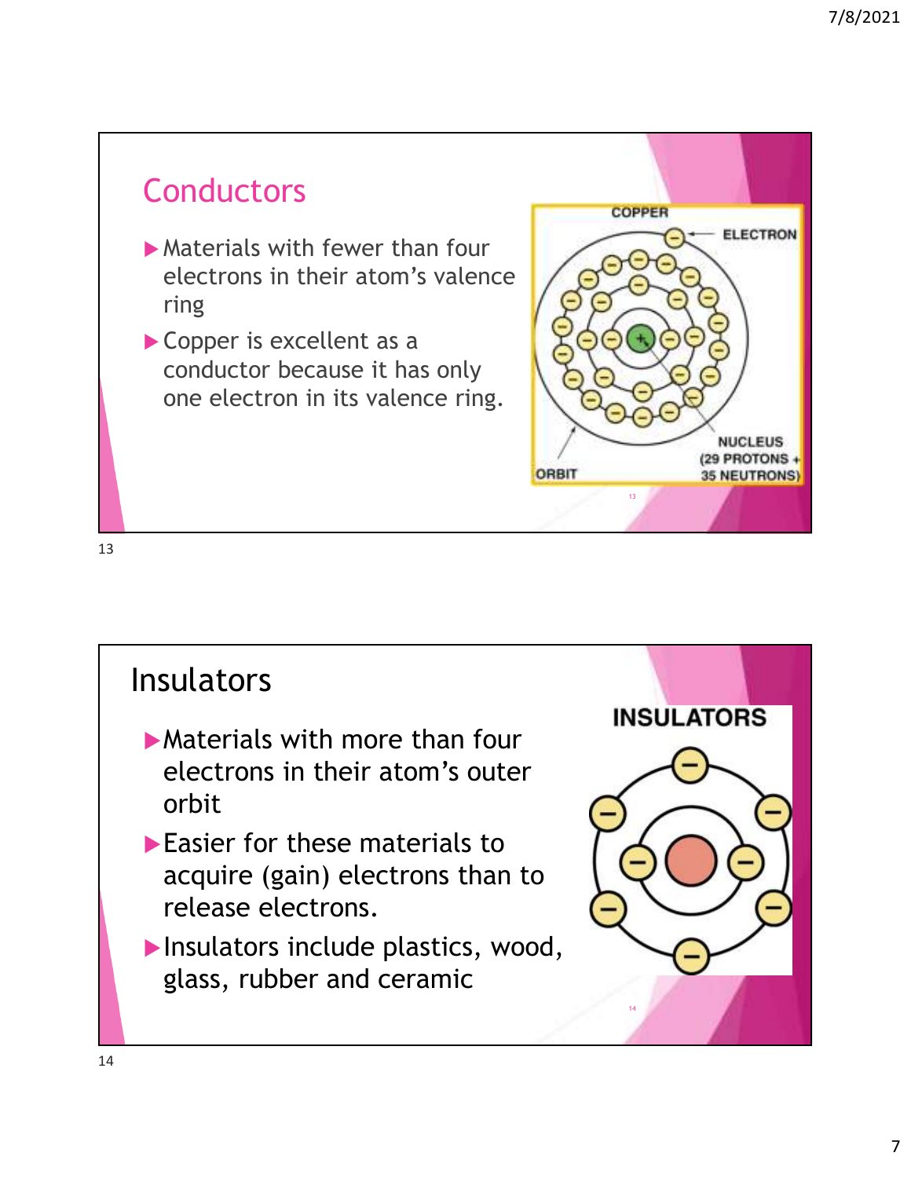## Conductors

- Materials with fewer than four electrons in their atom's valence ring
- Copper is excellent as a conductor because it has only one electron in its valence ring.

COPPER

ELECTRON

NUCLEUS (29 PROTONS + 35 NEUTRONS)

ORBIT

## Insulators

- Materials with more than four electrons in their atom's outer orbit
- Easier for these materials to acquire (gain) electrons than to release electrons.
- Insulators include plastics, wood, glass, rubber and ceramic

INSULATORS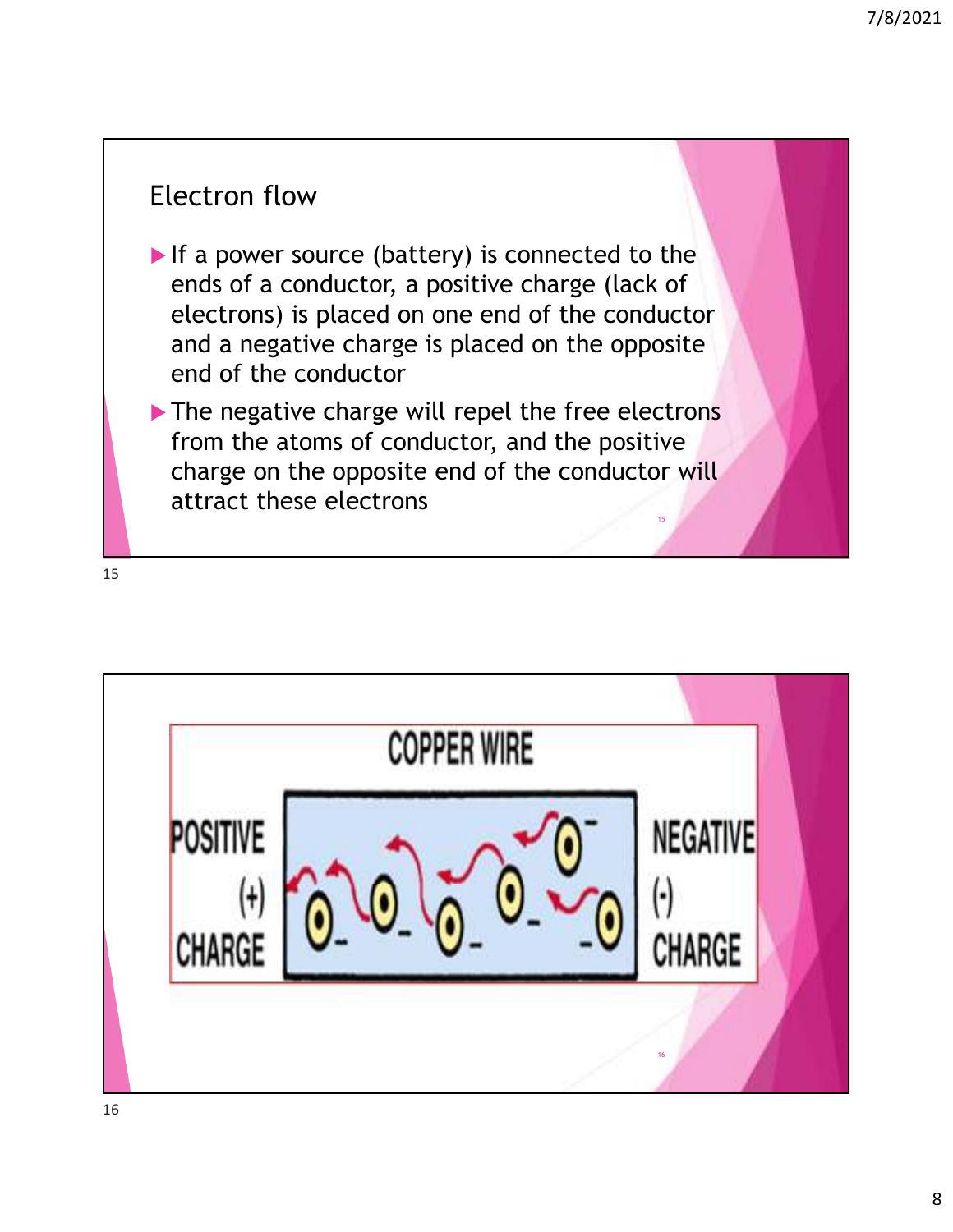## Electron flow

- If a power source (battery) is connected to the ends of a conductor, a positive charge (lack of electrons) is placed on one end of the conductor and a negative charge is placed on the opposite end of the conductor
- The negative charge will repel the free electrons from the atoms of conductor, and the positive charge on the opposite end of the conductor will attract these electrons

COPPER WIRE

POSITIVE (+) CHARGE

NEGATIVE (-) CHARGE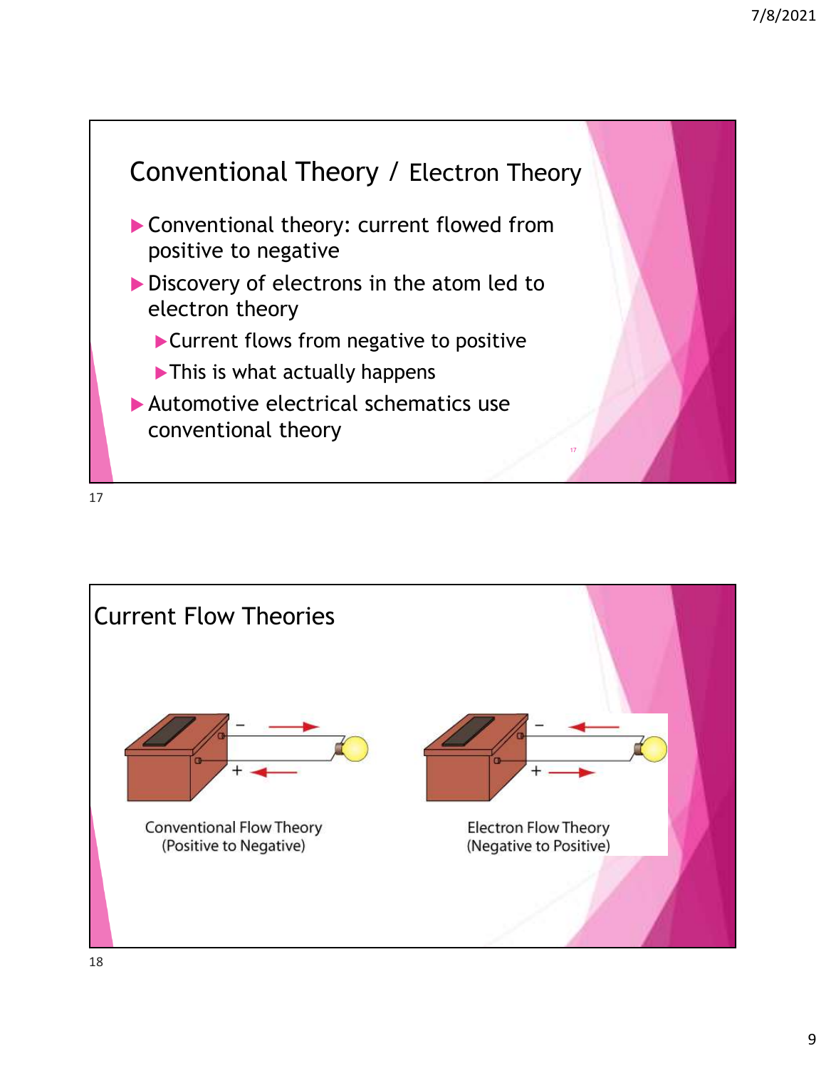## Conventional Theory / Electron Theory

- Conventional theory: current flowed from positive to negative
- Discovery of electrons in the atom led to electron theory
  - Current flows from negative to positive
  - This is what actually happens
- Automotive electrical schematics use conventional theory

## Current Flow Theories

Conventional Flow Theory
(Positive to Negative)

Electron Flow Theory
(Negative to Positive)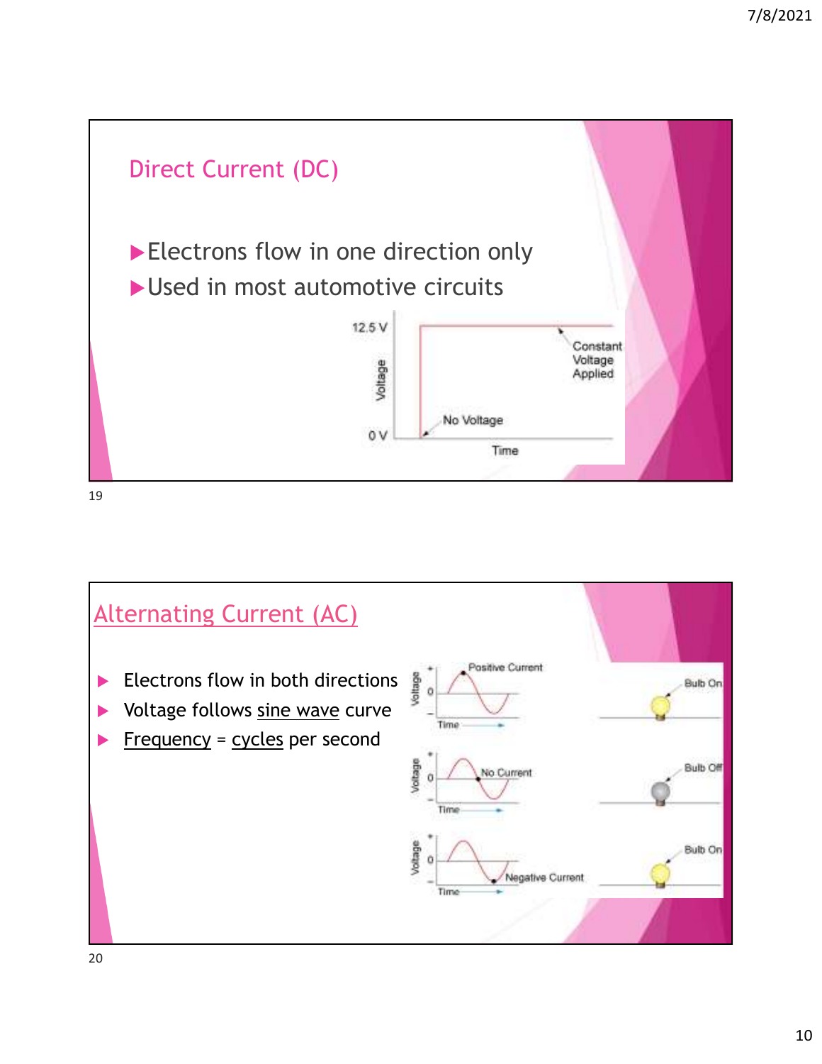## Direct Current (DC)

- Electrons flow in one direction only
- Used in most automotive circuits

12.5 V

Voltage

0 V

Constant Voltage Applied

No Voltage

Time

## Alternating Current (AC)

- Electrons flow in both directions
- Voltage follows sine wave curve
- Frequency = cycles per second

Positive Current — Bulb On

No Current — Bulb Off

Negative Current — Bulb On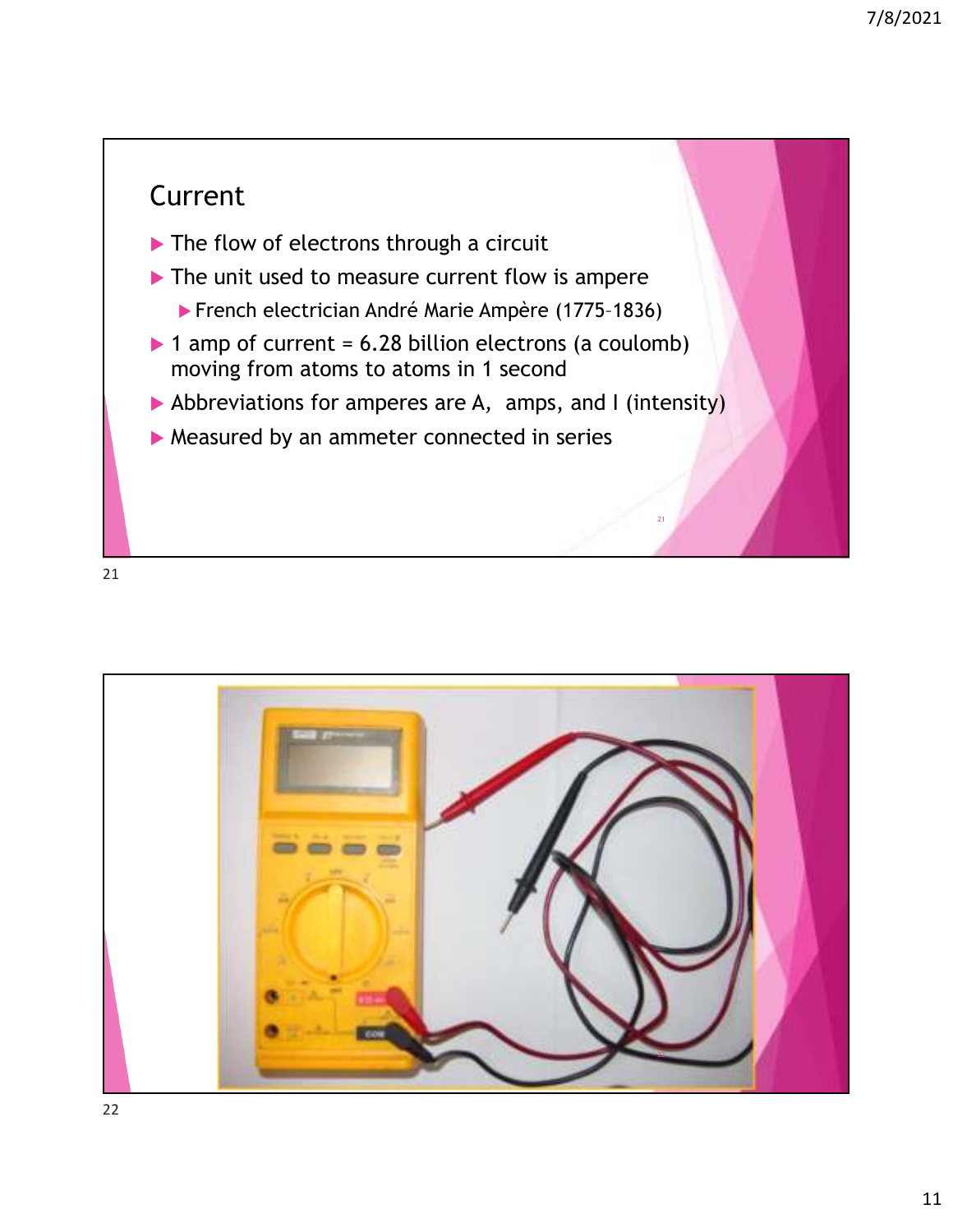## Current

- The flow of electrons through a circuit
- The unit used to measure current flow is ampere
  - French electrician André Marie Ampère (1775–1836)
- 1 amp of current = 6.28 billion electrons (a coulomb) moving from atoms to atoms in 1 second
- Abbreviations for amperes are A, amps, and I (intensity)
- Measured by an ammeter connected in series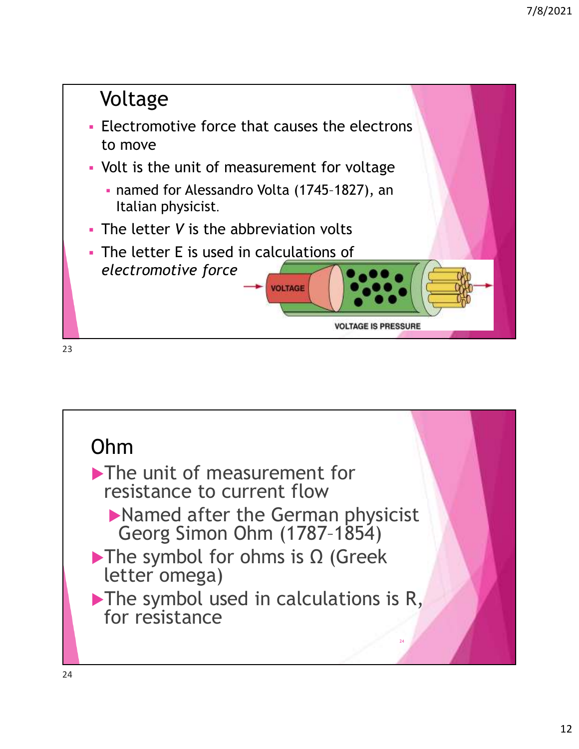## Voltage

- Electromotive force that causes the electrons to move
- Volt is the unit of measurement for voltage
  - named for Alessandro Volta (1745–1827), an Italian physicist.
- The letter *V* is the abbreviation volts
- The letter E is used in calculations of *electromotive force*

VOLTAGE

VOLTAGE IS PRESSURE

## Ohm

- The unit of measurement for resistance to current flow
  - Named after the German physicist Georg Simon Ohm (1787–1854)
- The symbol for ohms is Ω (Greek letter omega)
- The symbol used in calculations is R, for resistance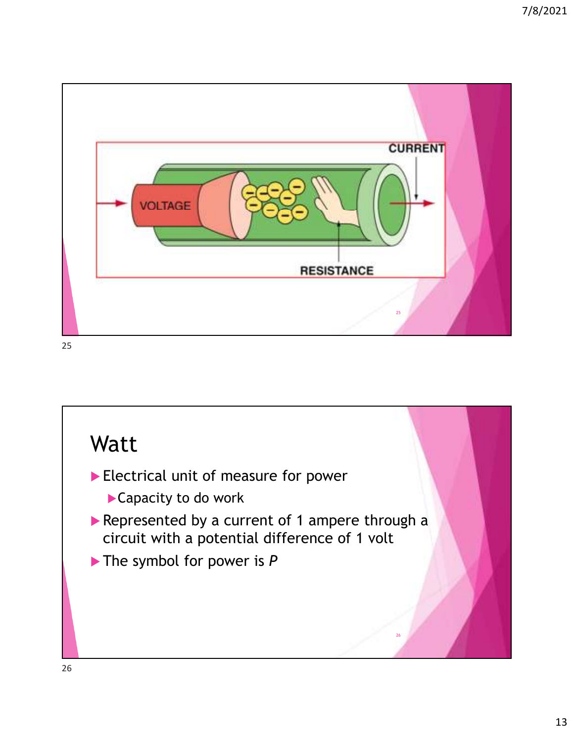VOLTAGE

CURRENT

RESISTANCE

# Watt

- Electrical unit of measure for power
  - Capacity to do work
- Represented by a current of 1 ampere through a circuit with a potential difference of 1 volt
- The symbol for power is *P*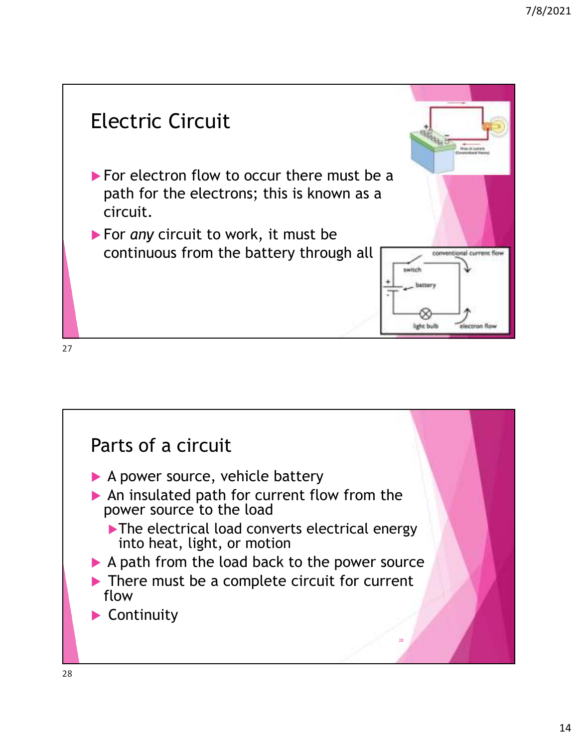## Electric Circuit

- For electron flow to occur there must be a path for the electrons; this is known as a circuit.
- For *any* circuit to work, it must be continuous from the battery through all

## Parts of a circuit

- A power source, vehicle battery
- An insulated path for current flow from the power source to the load
  - The electrical load converts electrical energy into heat, light, or motion
- A path from the load back to the power source
- There must be a complete circuit for current flow
- Continuity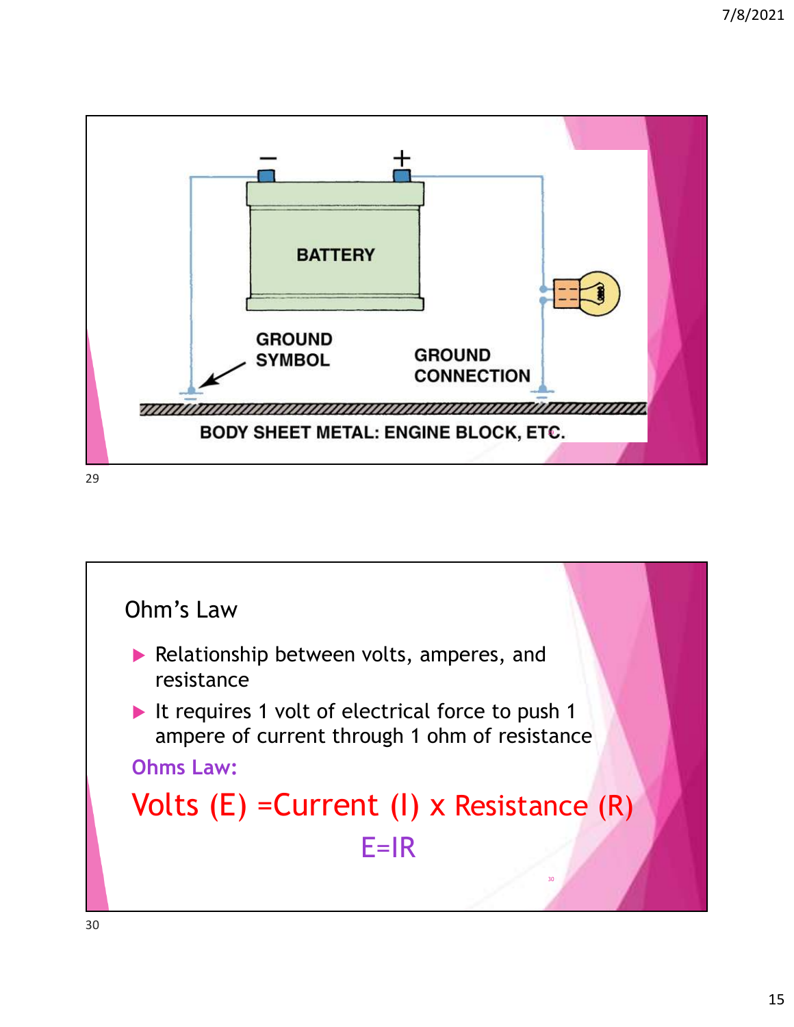BATTERY

GROUND SYMBOL

GROUND CONNECTION

BODY SHEET METAL: ENGINE BLOCK, ETC.

## Ohm's Law

- Relationship between volts, amperes, and resistance
- It requires 1 volt of electrical force to push 1 ampere of current through 1 ohm of resistance

**Ohms Law:**

Volts (E) =Current (I) x Resistance (R)

$$E=IR$$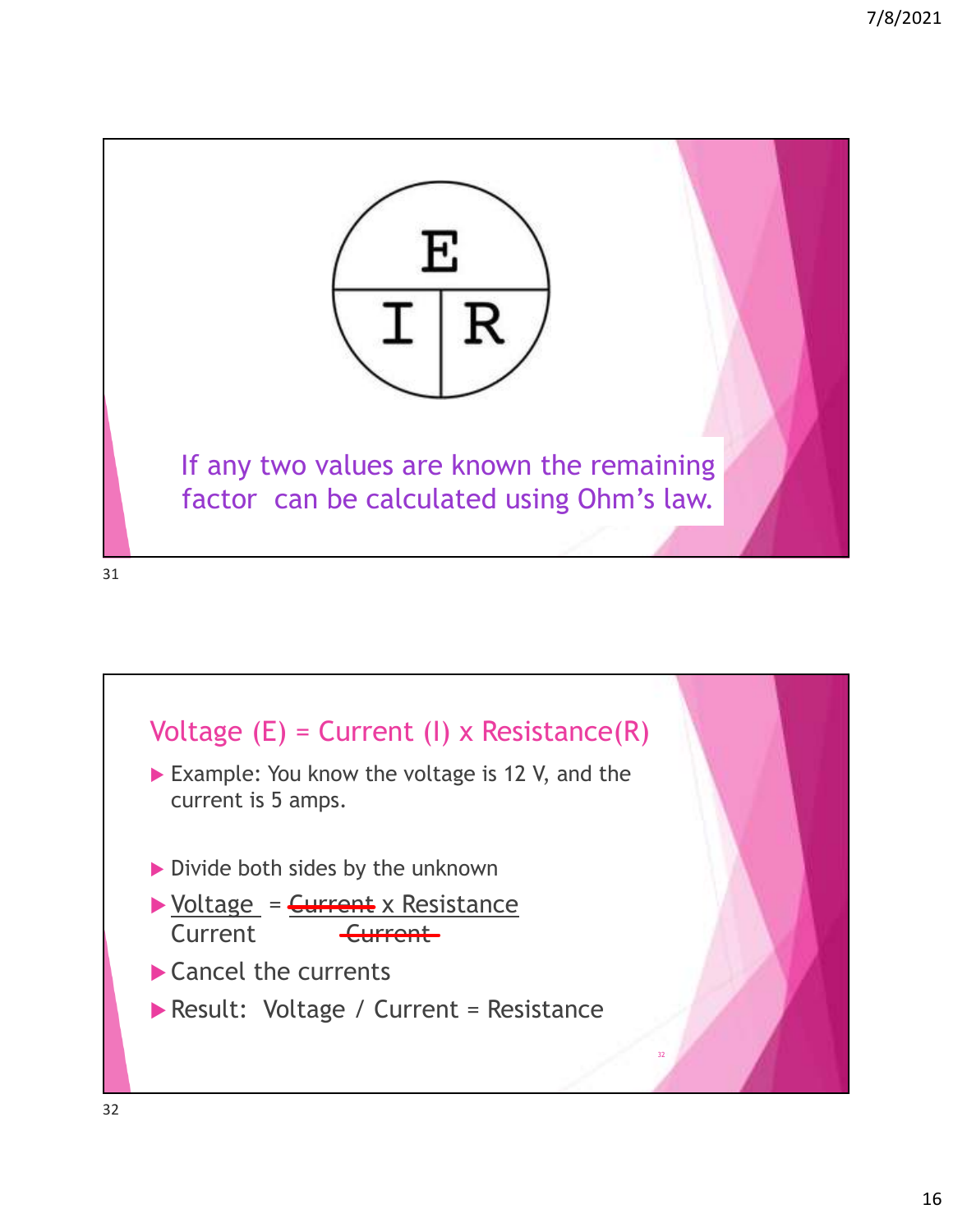E

I | R

If any two values are known the remaining factor can be calculated using Ohm's law.

## Voltage (E) = Current (I) x Resistance(R)

- Example: You know the voltage is 12 V, and the current is 5 amps.
- Divide both sides by the unknown
- $\frac{\text{Voltage}}{\text{Current}} = \frac{\cancel{\text{Current}} \times \text{Resistance}}{\cancel{\text{Current}}}$
- Cancel the currents
- Result: Voltage / Current = Resistance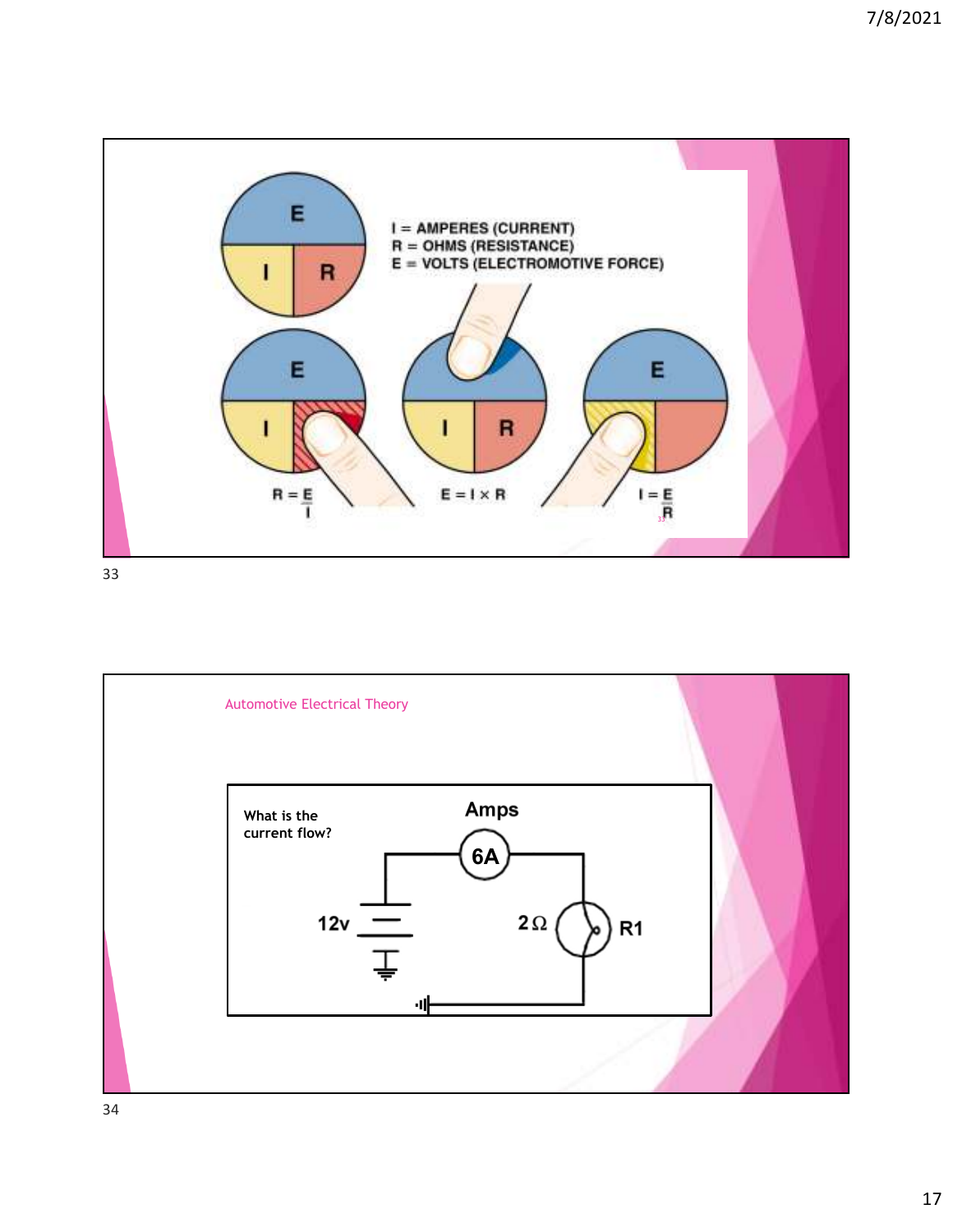I = AMPERES (CURRENT)
R = OHMS (RESISTANCE)
E = VOLTS (ELECTROMOTIVE FORCE)

$R = \frac{E}{I}$

$E = I \times R$

$I = \frac{E}{R}$

Automotive Electrical Theory

What is the current flow?

Amps

6A

12v

$2\Omega$

R1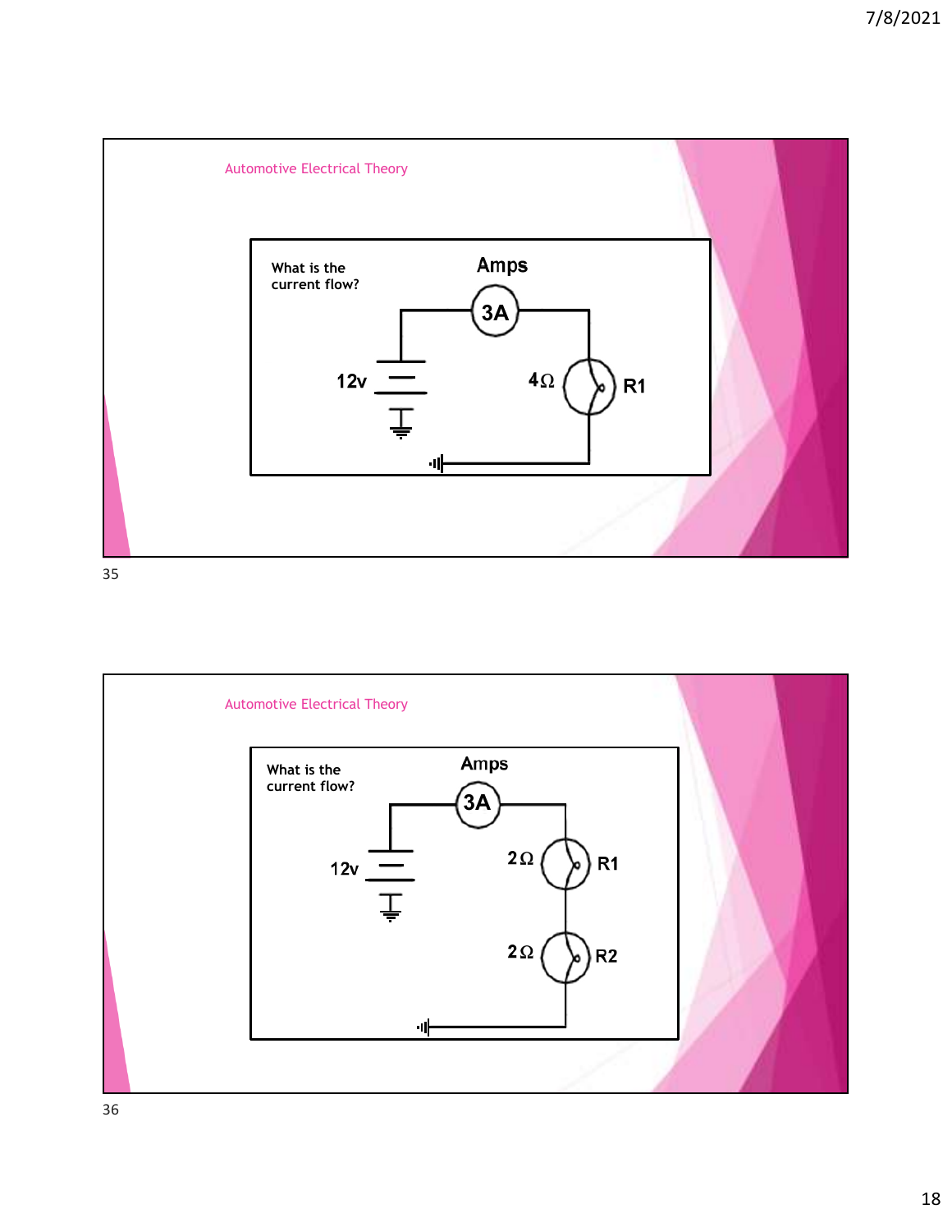Automotive Electrical Theory

What is the current flow?

Amps: 3A

12v

$4\Omega$ R1

Automotive Electrical Theory

What is the current flow?

Amps: 3A

12v

$2\Omega$ R1

$2\Omega$ R2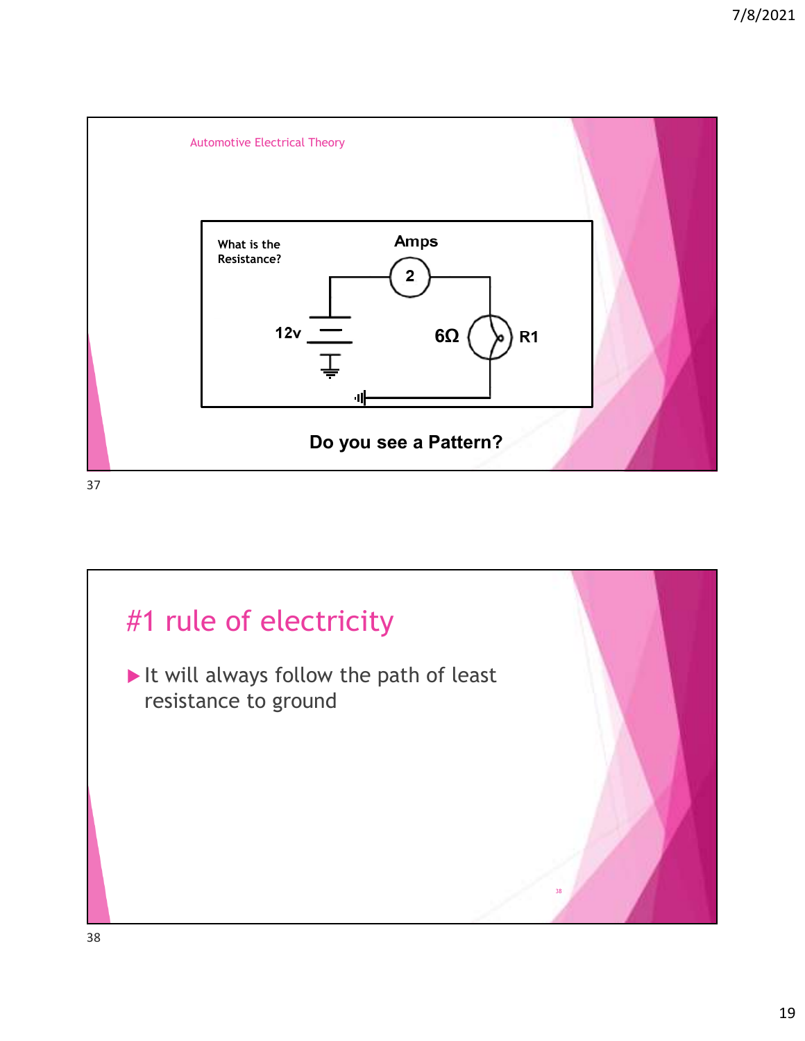Automotive Electrical Theory

What is the Resistance?

Amps

2

12v

6Ω

R1

**Do you see a Pattern?**

# #1 rule of electricity

- It will always follow the path of least resistance to ground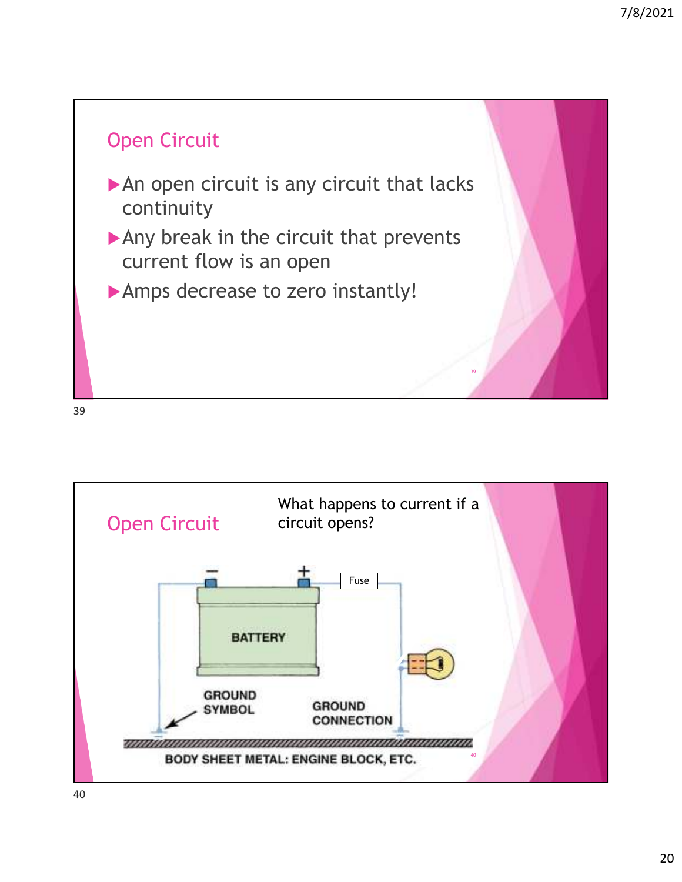## Open Circuit

- An open circuit is any circuit that lacks continuity
- Any break in the circuit that prevents current flow is an open
- Amps decrease to zero instantly!

## Open Circuit

What happens to current if a circuit opens?

Fuse

BATTERY

GROUND SYMBOL

GROUND CONNECTION

BODY SHEET METAL: ENGINE BLOCK, ETC.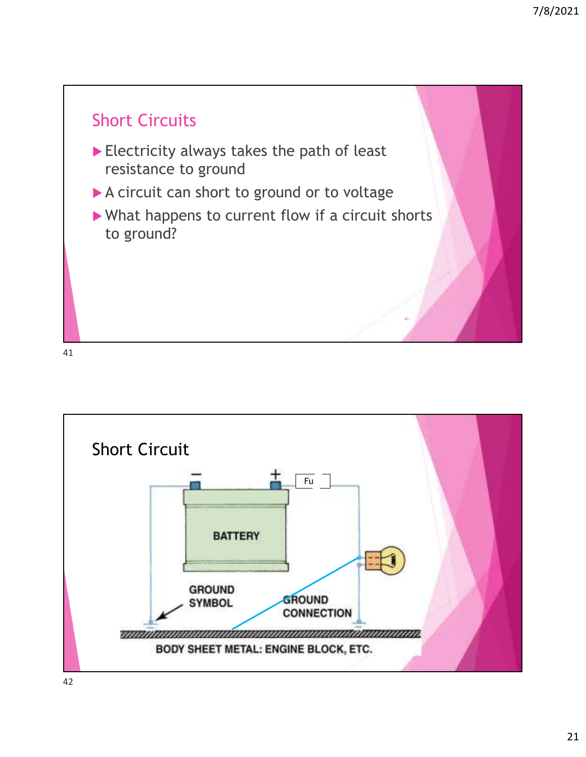## Short Circuits

- Electricity always takes the path of least resistance to ground
- A circuit can short to ground or to voltage
- What happens to current flow if a circuit shorts to ground?

## Short Circuit

Fu

BATTERY

GROUND SYMBOL

GROUND CONNECTION

BODY SHEET METAL: ENGINE BLOCK, ETC.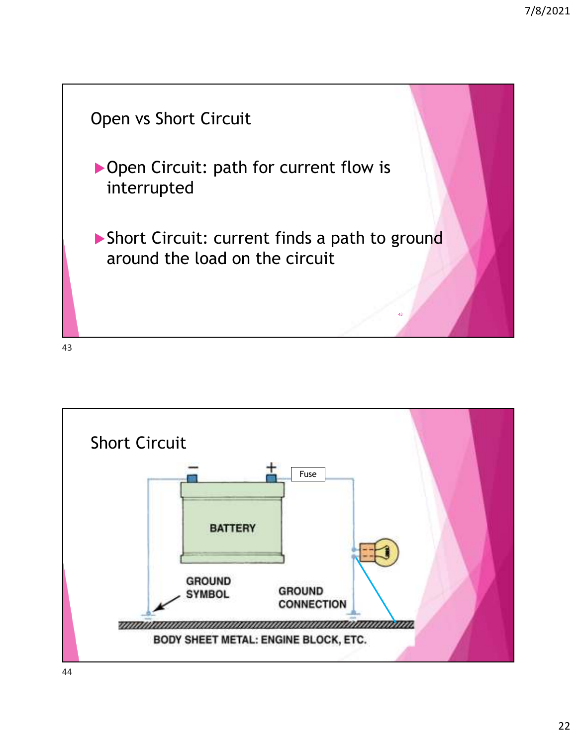## Open vs Short Circuit

- Open Circuit: path for current flow is interrupted
- Short Circuit: current finds a path to ground around the load on the circuit

## Short Circuit

Fuse

BATTERY

GROUND SYMBOL

GROUND CONNECTION

BODY SHEET METAL: ENGINE BLOCK, ETC.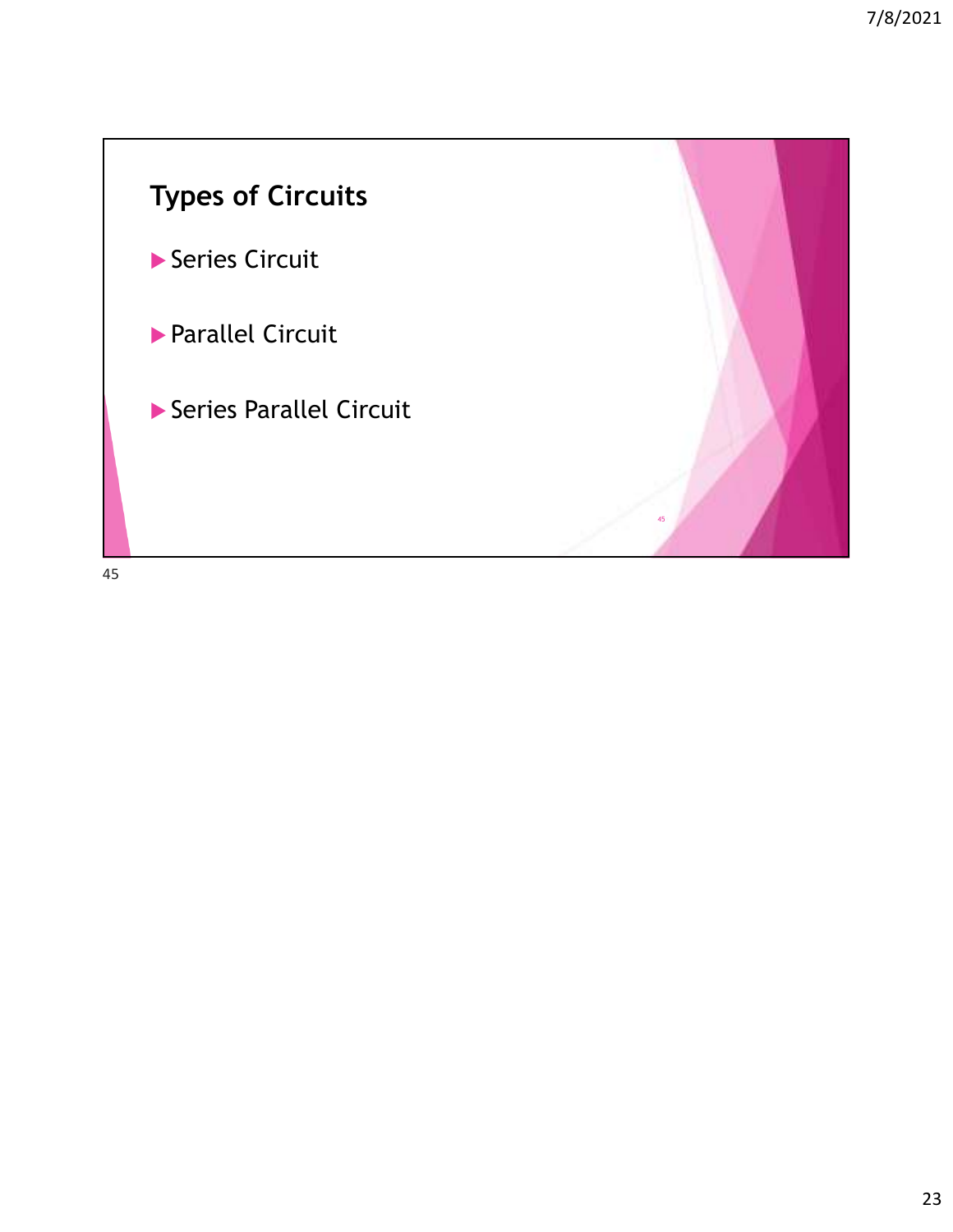## Types of Circuits

- Series Circuit
- Parallel Circuit
- Series Parallel Circuit